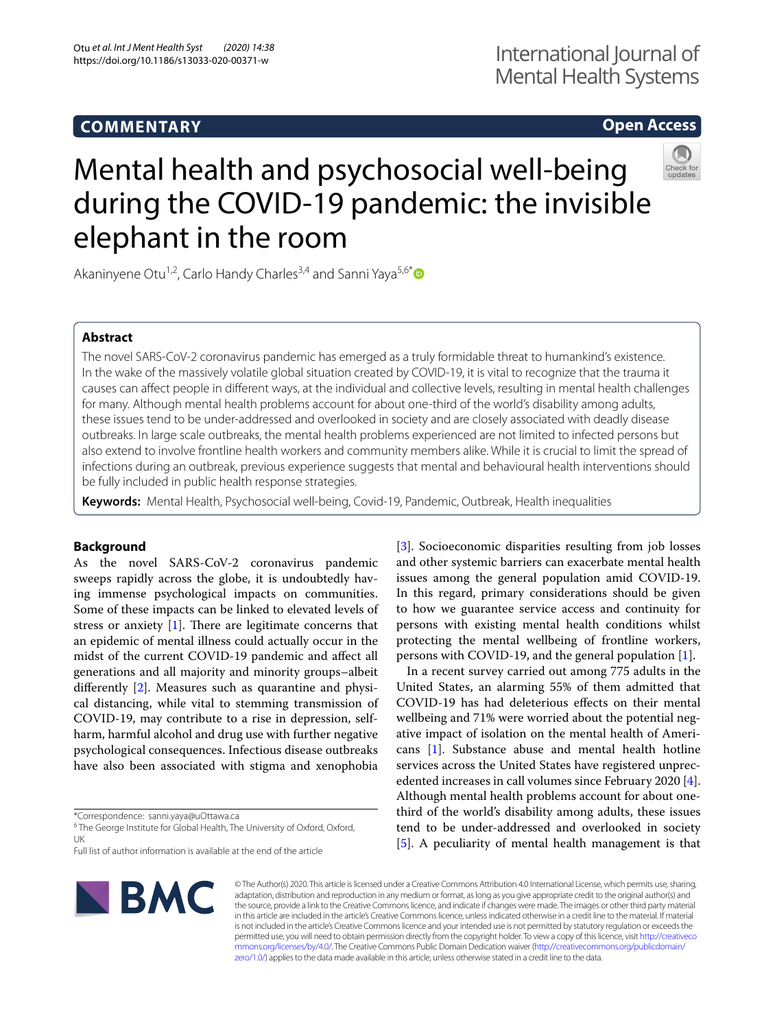**COMMENTARY** **Open Access**

# Mental health and psychosocial well-being during the COVID-19 pandemic: the invisible elephant in the room

Akaninyene Otu[1,2], Carlo Handy Charles[3,4] and Sanni Yaya[5,6*]

## Abstract

The novel SARS-CoV-2 coronavirus pandemic has emerged as a truly formidable threat to humankind's existence. In the wake of the massively volatile global situation created by COVID-19, it is vital to recognize that the trauma it causes can affect people in different ways, at the individual and collective levels, resulting in mental health challenges for many. Although mental health problems account for about one-third of the world's disability among adults, these issues tend to be under-addressed and overlooked in society and are closely associated with deadly disease outbreaks. In large scale outbreaks, the mental health problems experienced are not limited to infected persons but also extend to involve frontline health workers and community members alike. While it is crucial to limit the spread of infections during an outbreak, previous experience suggests that mental and behavioural health interventions should be fully included in public health response strategies.

**Keywords:** Mental Health, Psychosocial well-being, Covid-19, Pandemic, Outbreak, Health inequalities

## Background

As the novel SARS-CoV-2 coronavirus pandemic sweeps rapidly across the globe, it is undoubtedly having immense psychological impacts on communities. Some of these impacts can be linked to elevated levels of stress or anxiety [1]. There are legitimate concerns that an epidemic of mental illness could actually occur in the midst of the current COVID-19 pandemic and affect all generations and all majority and minority groups–albeit differently [2]. Measures such as quarantine and physical distancing, while vital to stemming transmission of COVID-19, may contribute to a rise in depression, self-harm, harmful alcohol and drug use with further negative psychological consequences. Infectious disease outbreaks have also been associated with stigma and xenophobia [3]. Socioeconomic disparities resulting from job losses and other systemic barriers can exacerbate mental health issues among the general population amid COVID-19. In this regard, primary considerations should be given to how we guarantee service access and continuity for persons with existing mental health conditions whilst protecting the mental wellbeing of frontline workers, persons with COVID-19, and the general population [1].

In a recent survey carried out among 775 adults in the United States, an alarming 55% of them admitted that COVID-19 has had deleterious effects on their mental wellbeing and 71% were worried about the potential negative impact of isolation on the mental health of Americans [1]. Substance abuse and mental health hotline services across the United States have registered unprecedented increases in call volumes since February 2020 [4]. Although mental health problems account for about one-third of the world's disability among adults, these issues tend to be under-addressed and overlooked in society [5]. A peculiarity of mental health management is that

*Correspondence: sanni.yaya@uOttawa.ca
[6] The George Institute for Global Health, The University of Oxford, Oxford, UK
Full list of author information is available at the end of the article

© The Author(s) 2020. This article is licensed under a Creative Commons Attribution 4.0 International License, which permits use, sharing, adaptation, distribution and reproduction in any medium or format, as long as you give appropriate credit to the original author(s) and the source, provide a link to the Creative Commons licence, and indicate if changes were made. The images or other third party material in this article are included in the article's Creative Commons licence, unless indicated otherwise in a credit line to the material. If material is not included in the article's Creative Commons licence and your intended use is not permitted by statutory regulation or exceeds the permitted use, you will need to obtain permission directly from the copyright holder. To view a copy of this licence, visit http://creativecommons.org/licenses/by/4.0/. The Creative Commons Public Domain Dedication waiver (http://creativecommons.org/publicdomain/zero/1.0/) applies to the data made available in this article, unless otherwise stated in a credit line to the data.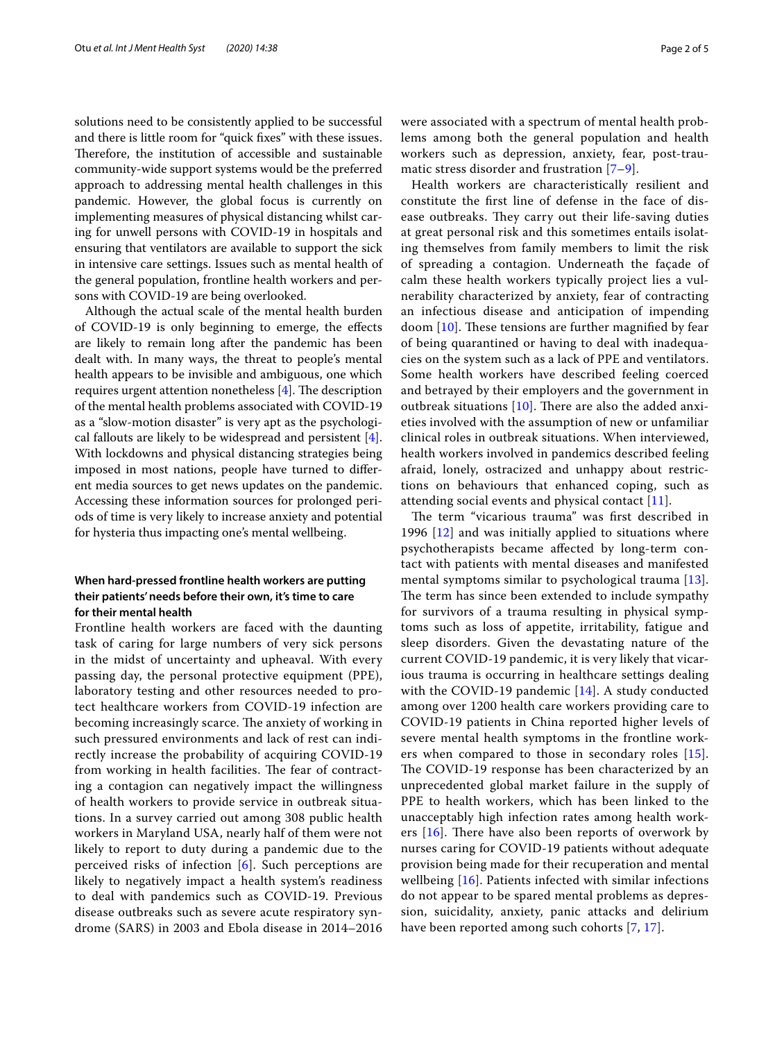solutions need to be consistently applied to be successful and there is little room for "quick fixes" with these issues. Therefore, the institution of accessible and sustainable community-wide support systems would be the preferred approach to addressing mental health challenges in this pandemic. However, the global focus is currently on implementing measures of physical distancing whilst caring for unwell persons with COVID-19 in hospitals and ensuring that ventilators are available to support the sick in intensive care settings. Issues such as mental health of the general population, frontline health workers and persons with COVID-19 are being overlooked.

Although the actual scale of the mental health burden of COVID-19 is only beginning to emerge, the effects are likely to remain long after the pandemic has been dealt with. In many ways, the threat to people's mental health appears to be invisible and ambiguous, one which requires urgent attention nonetheless [4]. The description of the mental health problems associated with COVID-19 as a "slow-motion disaster" is very apt as the psychological fallouts are likely to be widespread and persistent [4]. With lockdowns and physical distancing strategies being imposed in most nations, people have turned to different media sources to get news updates on the pandemic. Accessing these information sources for prolonged periods of time is very likely to increase anxiety and potential for hysteria thus impacting one's mental wellbeing.

### When hard-pressed frontline health workers are putting their patients' needs before their own, it's time to care for their mental health

Frontline health workers are faced with the daunting task of caring for large numbers of very sick persons in the midst of uncertainty and upheaval. With every passing day, the personal protective equipment (PPE), laboratory testing and other resources needed to protect healthcare workers from COVID-19 infection are becoming increasingly scarce. The anxiety of working in such pressured environments and lack of rest can indirectly increase the probability of acquiring COVID-19 from working in health facilities. The fear of contracting a contagion can negatively impact the willingness of health workers to provide service in outbreak situations. In a survey carried out among 308 public health workers in Maryland USA, nearly half of them were not likely to report to duty during a pandemic due to the perceived risks of infection [6]. Such perceptions are likely to negatively impact a health system's readiness to deal with pandemics such as COVID-19. Previous disease outbreaks such as severe acute respiratory syndrome (SARS) in 2003 and Ebola disease in 2014–2016 were associated with a spectrum of mental health problems among both the general population and health workers such as depression, anxiety, fear, post-traumatic stress disorder and frustration [7–9].

Health workers are characteristically resilient and constitute the first line of defense in the face of disease outbreaks. They carry out their life-saving duties at great personal risk and this sometimes entails isolating themselves from family members to limit the risk of spreading a contagion. Underneath the façade of calm these health workers typically project lies a vulnerability characterized by anxiety, fear of contracting an infectious disease and anticipation of impending doom [10]. These tensions are further magnified by fear of being quarantined or having to deal with inadequacies on the system such as a lack of PPE and ventilators. Some health workers have described feeling coerced and betrayed by their employers and the government in outbreak situations [10]. There are also the added anxieties involved with the assumption of new or unfamiliar clinical roles in outbreak situations. When interviewed, health workers involved in pandemics described feeling afraid, lonely, ostracized and unhappy about restrictions on behaviours that enhanced coping, such as attending social events and physical contact [11].

The term "vicarious trauma" was first described in 1996 [12] and was initially applied to situations where psychotherapists became affected by long-term contact with patients with mental diseases and manifested mental symptoms similar to psychological trauma [13]. The term has since been extended to include sympathy for survivors of a trauma resulting in physical symptoms such as loss of appetite, irritability, fatigue and sleep disorders. Given the devastating nature of the current COVID-19 pandemic, it is very likely that vicarious trauma is occurring in healthcare settings dealing with the COVID-19 pandemic [14]. A study conducted among over 1200 health care workers providing care to COVID-19 patients in China reported higher levels of severe mental health symptoms in the frontline workers when compared to those in secondary roles [15]. The COVID-19 response has been characterized by an unprecedented global market failure in the supply of PPE to health workers, which has been linked to the unacceptably high infection rates among health workers [16]. There have also been reports of overwork by nurses caring for COVID-19 patients without adequate provision being made for their recuperation and mental wellbeing [16]. Patients infected with similar infections do not appear to be spared mental problems as depression, suicidality, anxiety, panic attacks and delirium have been reported among such cohorts [7, 17].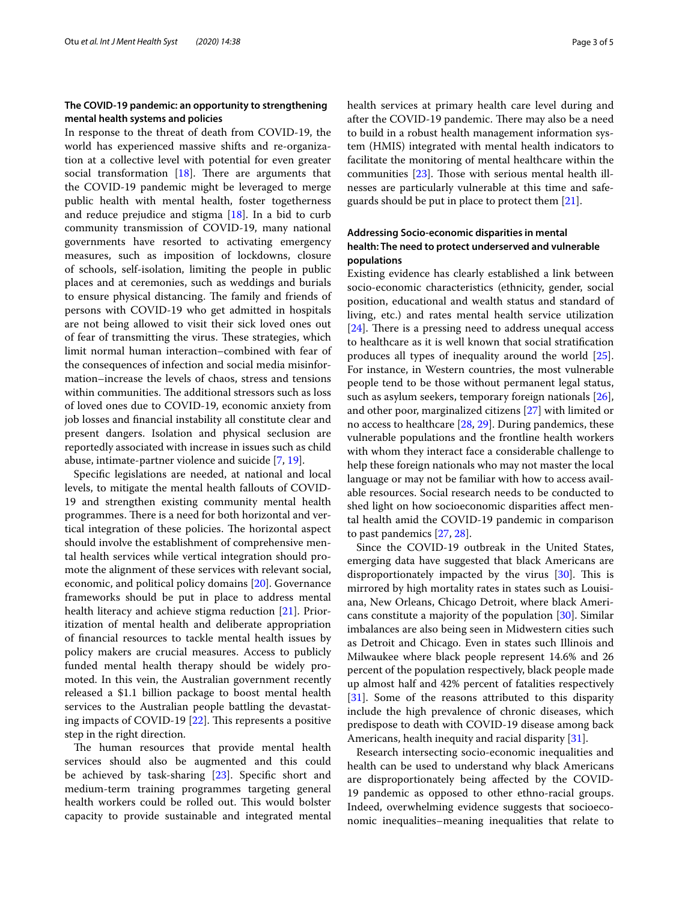## The COVID-19 pandemic: an opportunity to strengthening mental health systems and policies

In response to the threat of death from COVID-19, the world has experienced massive shifts and re-organization at a collective level with potential for even greater social transformation [18]. There are arguments that the COVID-19 pandemic might be leveraged to merge public health with mental health, foster togetherness and reduce prejudice and stigma [18]. In a bid to curb community transmission of COVID-19, many national governments have resorted to activating emergency measures, such as imposition of lockdowns, closure of schools, self-isolation, limiting the people in public places and at ceremonies, such as weddings and burials to ensure physical distancing. The family and friends of persons with COVID-19 who get admitted in hospitals are not being allowed to visit their sick loved ones out of fear of transmitting the virus. These strategies, which limit normal human interaction–combined with fear of the consequences of infection and social media misinformation–increase the levels of chaos, stress and tensions within communities. The additional stressors such as loss of loved ones due to COVID-19, economic anxiety from job losses and financial instability all constitute clear and present dangers. Isolation and physical seclusion are reportedly associated with increase in issues such as child abuse, intimate-partner violence and suicide [7, 19].

Specific legislations are needed, at national and local levels, to mitigate the mental health fallouts of COVID-19 and strengthen existing community mental health programmes. There is a need for both horizontal and vertical integration of these policies. The horizontal aspect should involve the establishment of comprehensive mental health services while vertical integration should promote the alignment of these services with relevant social, economic, and political policy domains [20]. Governance frameworks should be put in place to address mental health literacy and achieve stigma reduction [21]. Prioritization of mental health and deliberate appropriation of financial resources to tackle mental health issues by policy makers are crucial measures. Access to publicly funded mental health therapy should be widely promoted. In this vein, the Australian government recently released a $1.1 billion package to boost mental health services to the Australian people battling the devastating impacts of COVID-19 [22]. This represents a positive step in the right direction.

The human resources that provide mental health services should also be augmented and this could be achieved by task-sharing [23]. Specific short and medium-term training programmes targeting general health workers could be rolled out. This would bolster capacity to provide sustainable and integrated mental health services at primary health care level during and after the COVID-19 pandemic. There may also be a need to build in a robust health management information system (HMIS) integrated with mental health indicators to facilitate the monitoring of mental healthcare within the communities [23]. Those with serious mental health illnesses are particularly vulnerable at this time and safeguards should be put in place to protect them [21].

## Addressing Socio-economic disparities in mental health: The need to protect underserved and vulnerable populations

Existing evidence has clearly established a link between socio-economic characteristics (ethnicity, gender, social position, educational and wealth status and standard of living, etc.) and rates mental health service utilization [24]. There is a pressing need to address unequal access to healthcare as it is well known that social stratification produces all types of inequality around the world [25]. For instance, in Western countries, the most vulnerable people tend to be those without permanent legal status, such as asylum seekers, temporary foreign nationals [26], and other poor, marginalized citizens [27] with limited or no access to healthcare [28, 29]. During pandemics, these vulnerable populations and the frontline health workers with whom they interact face a considerable challenge to help these foreign nationals who may not master the local language or may not be familiar with how to access available resources. Social research needs to be conducted to shed light on how socioeconomic disparities affect mental health amid the COVID-19 pandemic in comparison to past pandemics [27, 28].

Since the COVID-19 outbreak in the United States, emerging data have suggested that black Americans are disproportionately impacted by the virus [30]. This is mirrored by high mortality rates in states such as Louisiana, New Orleans, Chicago Detroit, where black Americans constitute a majority of the population [30]. Similar imbalances are also being seen in Midwestern cities such as Detroit and Chicago. Even in states such Illinois and Milwaukee where black people represent 14.6% and 26 percent of the population respectively, black people made up almost half and 42% percent of fatalities respectively [31]. Some of the reasons attributed to this disparity include the high prevalence of chronic diseases, which predispose to death with COVID-19 disease among back Americans, health inequity and racial disparity [31].

Research intersecting socio-economic inequalities and health can be used to understand why black Americans are disproportionately being affected by the COVID-19 pandemic as opposed to other ethno-racial groups. Indeed, overwhelming evidence suggests that socioeconomic inequalities–meaning inequalities that relate to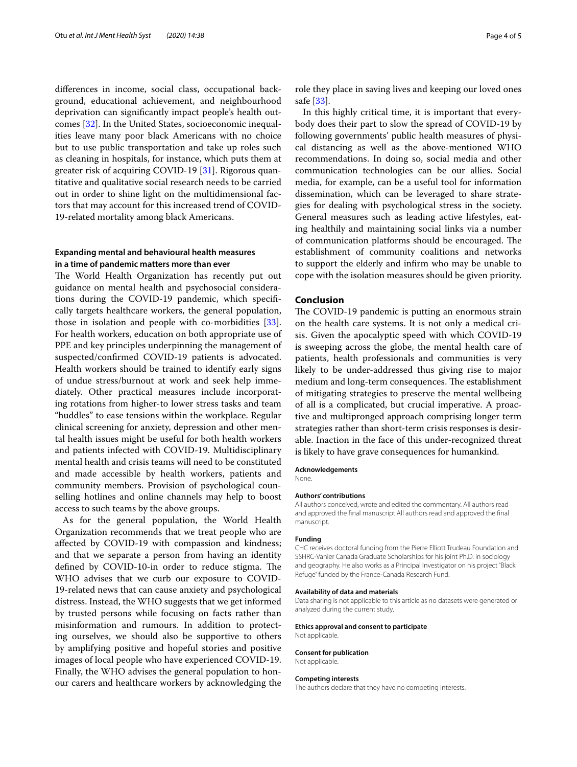differences in income, social class, occupational background, educational achievement, and neighbourhood deprivation can significantly impact people's health outcomes [32]. In the United States, socioeconomic inequalities leave many poor black Americans with no choice but to use public transportation and take up roles such as cleaning in hospitals, for instance, which puts them at greater risk of acquiring COVID-19 [31]. Rigorous quantitative and qualitative social research needs to be carried out in order to shine light on the multidimensional factors that may account for this increased trend of COVID-19-related mortality among black Americans.

### Expanding mental and behavioural health measures in a time of pandemic matters more than ever

The World Health Organization has recently put out guidance on mental health and psychosocial considerations during the COVID-19 pandemic, which specifically targets healthcare workers, the general population, those in isolation and people with co-morbidities [33]. For health workers, education on both appropriate use of PPE and key principles underpinning the management of suspected/confirmed COVID-19 patients is advocated. Health workers should be trained to identify early signs of undue stress/burnout at work and seek help immediately. Other practical measures include incorporating rotations from higher-to lower stress tasks and team "huddles" to ease tensions within the workplace. Regular clinical screening for anxiety, depression and other mental health issues might be useful for both health workers and patients infected with COVID-19. Multidisciplinary mental health and crisis teams will need to be constituted and made accessible by health workers, patients and community members. Provision of psychological counselling hotlines and online channels may help to boost access to such teams by the above groups.

As for the general population, the World Health Organization recommends that we treat people who are affected by COVID-19 with compassion and kindness; and that we separate a person from having an identity defined by COVID-10-in order to reduce stigma. The WHO advises that we curb our exposure to COVID-19-related news that can cause anxiety and psychological distress. Instead, the WHO suggests that we get informed by trusted persons while focusing on facts rather than misinformation and rumours. In addition to protecting ourselves, we should also be supportive to others by amplifying positive and hopeful stories and positive images of local people who have experienced COVID-19. Finally, the WHO advises the general population to honour carers and healthcare workers by acknowledging the role they place in saving lives and keeping our loved ones safe [33].

In this highly critical time, it is important that everybody does their part to slow the spread of COVID-19 by following governments' public health measures of physical distancing as well as the above-mentioned WHO recommendations. In doing so, social media and other communication technologies can be our allies. Social media, for example, can be a useful tool for information dissemination, which can be leveraged to share strategies for dealing with psychological stress in the society. General measures such as leading active lifestyles, eating healthily and maintaining social links via a number of communication platforms should be encouraged. The establishment of community coalitions and networks to support the elderly and infirm who may be unable to cope with the isolation measures should be given priority.

## Conclusion

The COVID-19 pandemic is putting an enormous strain on the health care systems. It is not only a medical crisis. Given the apocalyptic speed with which COVID-19 is sweeping across the globe, the mental health care of patients, health professionals and communities is very likely to be under-addressed thus giving rise to major medium and long-term consequences. The establishment of mitigating strategies to preserve the mental wellbeing of all is a complicated, but crucial imperative. A proactive and multipronged approach comprising longer term strategies rather than short-term crisis responses is desirable. Inaction in the face of this under-recognized threat is likely to have grave consequences for humankind.

**Acknowledgements**

None.

**Authors' contributions**

All authors conceived, wrote and edited the commentary. All authors read and approved the final manuscript.All authors read and approved the final manuscript.

**Funding**

CHC receives doctoral funding from the Pierre Elliott Trudeau Foundation and SSHRC-Vanier Canada Graduate Scholarships for his joint Ph.D. in sociology and geography. He also works as a Principal Investigator on his project "Black Refuge" funded by the France-Canada Research Fund.

**Availability of data and materials**

Data sharing is not applicable to this article as no datasets were generated or analyzed during the current study.

**Ethics approval and consent to participate**

Not applicable.

**Consent for publication**

Not applicable.

**Competing interests**

The authors declare that they have no competing interests.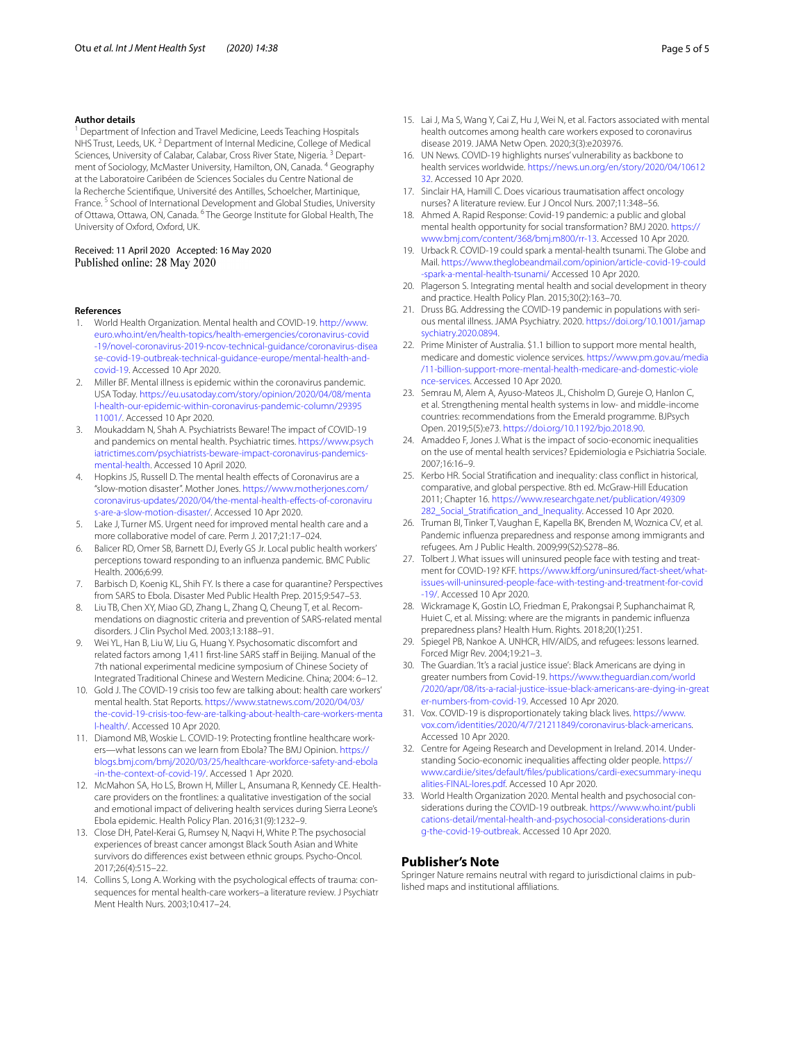### Author details

[1] Department of Infection and Travel Medicine, Leeds Teaching Hospitals NHS Trust, Leeds, UK. [2] Department of Internal Medicine, College of Medical Sciences, University of Calabar, Calabar, Cross River State, Nigeria. [3] Department of Sociology, McMaster University, Hamilton, ON, Canada. [4] Geography at the Laboratoire Caribéen de Sciences Sociales du Centre National de la Recherche Scientifique, Université des Antilles, Schoelcher, Martinique, France. [5] School of International Development and Global Studies, University of Ottawa, Ottawa, ON, Canada. [6] The George Institute for Global Health, The University of Oxford, Oxford, UK.

Received: 11 April 2020 Accepted: 16 May 2020
Published online: 28 May 2020

### References

1. World Health Organization. Mental health and COVID-19. http://www.euro.who.int/en/health-topics/health-emergencies/coronavirus-covid-19/novel-coronavirus-2019-ncov-technical-guidance/coronavirus-disease-covid-19-outbreak-technical-guidance-europe/mental-health-and-covid-19. Accessed 10 Apr 2020.
2. Miller BF. Mental illness is epidemic within the coronavirus pandemic. USA Today. https://eu.usatoday.com/story/opinion/2020/04/08/mental-health-our-epidemic-within-coronavirus-pandemic-column/2939511001/. Accessed 10 Apr 2020.
3. Moukaddam N, Shah A. Psychiatrists Beware! The impact of COVID-19 and pandemics on mental health. Psychiatric times. https://www.psychiatrictimes.com/psychiatrists-beware-impact-coronavirus-pandemics-mental-health. Accessed 10 April 2020.
4. Hopkins JS, Russell D. The mental health effects of Coronavirus are a "slow-motion disaster". Mother Jones. https://www.motherjones.com/coronavirus-updates/2020/04/the-mental-health-effects-of-coronavirus-are-a-slow-motion-disaster/. Accessed 10 Apr 2020.
5. Lake J, Turner MS. Urgent need for improved mental health care and a more collaborative model of care. Perm J. 2017;21:17–024.
6. Balicer RD, Omer SB, Barnett DJ, Everly GS Jr. Local public health workers' perceptions toward responding to an influenza pandemic. BMC Public Health. 2006;6:99.
7. Barbisch D, Koenig KL, Shih FY. Is there a case for quarantine? Perspectives from SARS to Ebola. Disaster Med Public Health Prep. 2015;9:547–53.
8. Liu TB, Chen XY, Miao GD, Zhang L, Zhang Q, Cheung T, et al. Recommendations on diagnostic criteria and prevention of SARS-related mental disorders. J Clin Psychol Med. 2003;13:188–91.
9. Wei YL, Han B, Liu W, Liu G, Huang Y. Psychosomatic discomfort and related factors among 1,411 first-line SARS staff in Beijing. Manual of the 7th national experimental medicine symposium of Chinese Society of Integrated Traditional Chinese and Western Medicine. China; 2004: 6–12.
10. Gold J. The COVID-19 crisis too few are talking about: health care workers' mental health. Stat Reports. https://www.statnews.com/2020/04/03/the-covid-19-crisis-too-few-are-talking-about-health-care-workers-mental-health/. Accessed 10 Apr 2020.
11. Diamond MB, Woskie L. COVID-19: Protecting frontline healthcare workers—what lessons can we learn from Ebola? The BMJ Opinion. https://blogs.bmj.com/bmj/2020/03/25/healthcare-workforce-safety-and-ebola-in-the-context-of-covid-19/. Accessed 1 Apr 2020.
12. McMahon SA, Ho LS, Brown H, Miller L, Ansumana R, Kennedy CE. Healthcare providers on the frontlines: a qualitative investigation of the social and emotional impact of delivering health services during Sierra Leone's Ebola epidemic. Health Policy Plan. 2016;31(9):1232–9.
13. Close DH, Patel-Kerai G, Rumsey N, Naqvi H, White P. The psychosocial experiences of breast cancer amongst Black South Asian and White survivors do differences exist between ethnic groups. Psycho-Oncol. 2017;26(4):515–22.
14. Collins S, Long A. Working with the psychological effects of trauma: consequences for mental health-care workers–a literature review. J Psychiatr Ment Health Nurs. 2003;10:417–24.
15. Lai J, Ma S, Wang Y, Cai Z, Hu J, Wei N, et al. Factors associated with mental health outcomes among health care workers exposed to coronavirus disease 2019. JAMA Netw Open. 2020;3(3):e203976.
16. UN News. COVID-19 highlights nurses' vulnerability as backbone to health services worldwide. https://news.un.org/en/story/2020/04/1061232. Accessed 10 Apr 2020.
17. Sinclair HA, Hamill C. Does vicarious traumatisation affect oncology nurses? A literature review. Eur J Oncol Nurs. 2007;11:348–56.
18. Ahmed A. Rapid Response: Covid-19 pandemic: a public and global mental health opportunity for social transformation? BMJ 2020. https://www.bmj.com/content/368/bmj.m800/rr-13. Accessed 10 Apr 2020.
19. Urback R. COVID-19 could spark a mental-health tsunami. The Globe and Mail. https://www.theglobeandmail.com/opinion/article-covid-19-could-spark-a-mental-health-tsunami/ Accessed 10 Apr 2020.
20. Plagerson S. Integrating mental health and social development in theory and practice. Health Policy Plan. 2015;30(2):163–70.
21. Druss BG. Addressing the COVID-19 pandemic in populations with serious mental illness. JAMA Psychiatry. 2020. https://doi.org/10.1001/jamapsychiatry.2020.0894.
22. Prime Minister of Australia. $1.1 billion to support more mental health, medicare and domestic violence services. https://www.pm.gov.au/media/11-billion-support-more-mental-health-medicare-and-domestic-violence-services. Accessed 10 Apr 2020.
23. Semrau M, Alem A, Ayuso-Mateos JL, Chisholm D, Gureje O, Hanlon C, et al. Strengthening mental health systems in low- and middle-income countries: recommendations from the Emerald programme. BJPsych Open. 2019;5(5):e73. https://doi.org/10.1192/bjo.2018.90.
24. Amaddeo F, Jones J. What is the impact of socio-economic inequalities on the use of mental health services? Epidemiologia e Psichiatria Sociale. 2007;16:16–9.
25. Kerbo HR. Social Stratification and inequality: class conflict in historical, comparative, and global perspective. 8th ed. McGraw-Hill Education 2011; Chapter 16. https://www.researchgate.net/publication/49309282_Social_Stratification_and_Inequality. Accessed 10 Apr 2020.
26. Truman BI, Tinker T, Vaughan E, Kapella BK, Brenden M, Woznica CV, et al. Pandemic influenza preparedness and response among immigrants and refugees. Am J Public Health. 2009;99(S2):S278–86.
27. Tolbert J. What issues will uninsured people face with testing and treatment for COVID-19? KFF. https://www.kff.org/uninsured/fact-sheet/what-issues-will-uninsured-people-face-with-testing-and-treatment-for-covid-19/. Accessed 10 Apr 2020.
28. Wickramage K, Gostin LO, Friedman E, Prakongsai P, Suphanchaimat R, Huiet C, et al. Missing: where are the migrants in pandemic influenza preparedness plans? Health Hum. Rights. 2018;20(1):251.
29. Spiegel PB, Nankoe A. UNHCR, HIV/AIDS, and refugees: lessons learned. Forced Migr Rev. 2004;19:21–3.
30. The Guardian. 'It's a racial justice issue': Black Americans are dying in greater numbers from Covid-19. https://www.theguardian.com/world/2020/apr/08/its-a-racial-justice-issue-black-americans-are-dying-in-greater-numbers-from-covid-19. Accessed 10 Apr 2020.
31. Vox. COVID-19 is disproportionately taking black lives. https://www.vox.com/identities/2020/4/7/21211849/coronavirus-black-americans. Accessed 10 Apr 2020.
32. Centre for Ageing Research and Development in Ireland. 2014. Understanding Socio-economic inequalities affecting older people. https://www.cardi.ie/sites/default/files/publications/cardi-execsummary-inequalities-FINAL-lores.pdf. Accessed 10 Apr 2020.
33. World Health Organization 2020. Mental health and psychosocial considerations during the COVID-19 outbreak. https://www.who.int/publications-detail/mental-health-and-psychosocial-considerations-during-the-covid-19-outbreak. Accessed 10 Apr 2020.

## Publisher's Note

Springer Nature remains neutral with regard to jurisdictional claims in published maps and institutional affiliations.